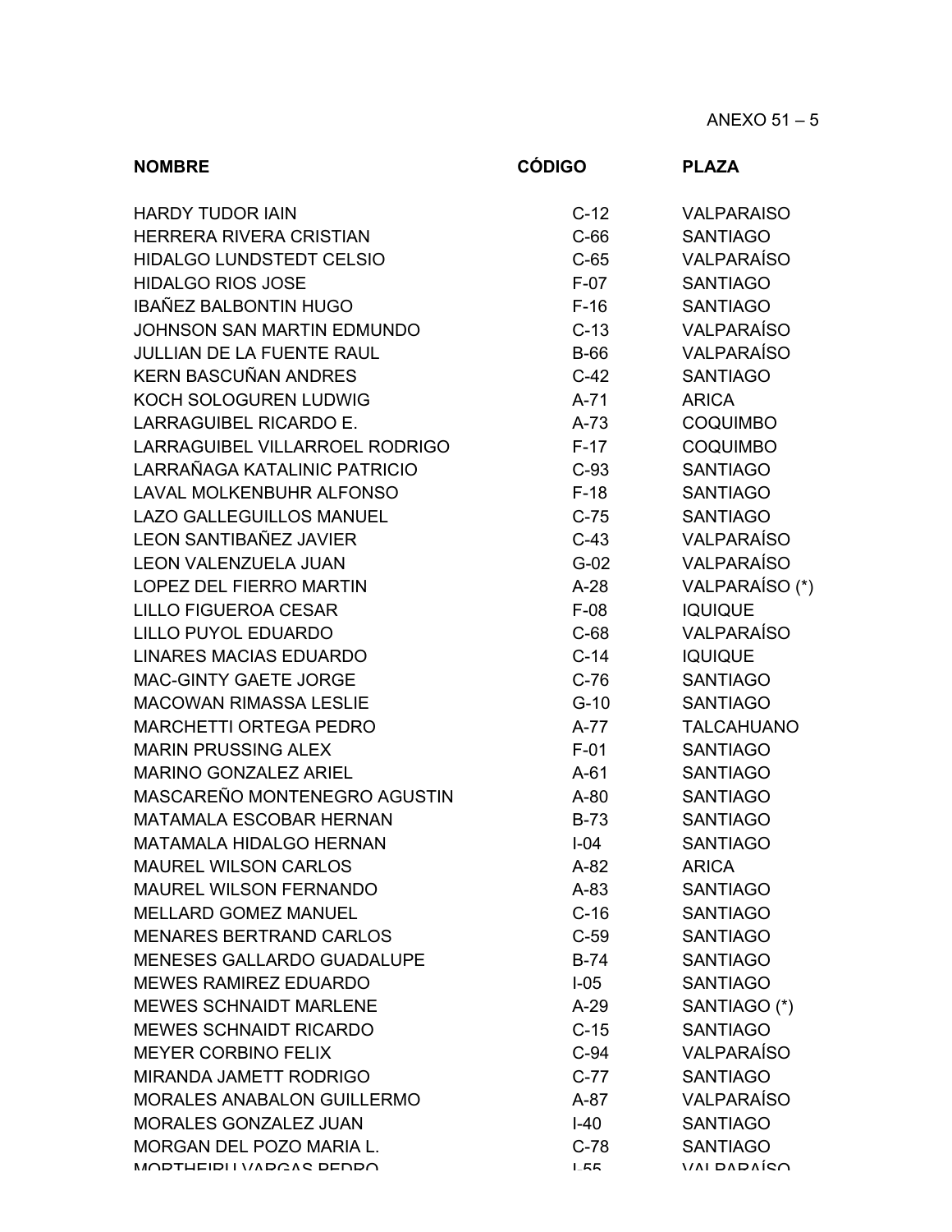ANEXO 51 – 5

| NOMBRE | CÓDIGO | PLAZA |
|---|---|---|
| HARDY TUDOR IAIN | C-12 | VALPARAISO |
| HERRERA RIVERA CRISTIAN | C-66 | SANTIAGO |
| HIDALGO LUNDSTEDT CELSIO | C-65 | VALPARAÍSO |
| HIDALGO RIOS JOSE | F-07 | SANTIAGO |
| IBAÑEZ BALBONTIN HUGO | F-16 | SANTIAGO |
| JOHNSON SAN MARTIN EDMUNDO | C-13 | VALPARAÍSO |
| JULLIAN DE LA FUENTE RAUL | B-66 | VALPARAÍSO |
| KERN BASCUÑAN ANDRES | C-42 | SANTIAGO |
| KOCH SOLOGUREN LUDWIG | A-71 | ARICA |
| LARRAGUIBEL RICARDO E. | A-73 | COQUIMBO |
| LARRAGUIBEL VILLARROEL RODRIGO | F-17 | COQUIMBO |
| LARRAÑAGA KATALINIC PATRICIO | C-93 | SANTIAGO |
| LAVAL MOLKENBUHR ALFONSO | F-18 | SANTIAGO |
| LAZO GALLEGUILLOS MANUEL | C-75 | SANTIAGO |
| LEON SANTIBAÑEZ JAVIER | C-43 | VALPARAÍSO |
| LEON VALENZUELA JUAN | G-02 | VALPARAÍSO |
| LOPEZ DEL FIERRO MARTIN | A-28 | VALPARAÍSO (*) |
| LILLO FIGUEROA CESAR | F-08 | IQUIQUE |
| LILLO PUYOL EDUARDO | C-68 | VALPARAÍSO |
| LINARES MACIAS EDUARDO | C-14 | IQUIQUE |
| MAC-GINTY GAETE JORGE | C-76 | SANTIAGO |
| MACOWAN RIMASSA LESLIE | G-10 | SANTIAGO |
| MARCHETTI ORTEGA PEDRO | A-77 | TALCAHUANO |
| MARIN PRUSSING ALEX | F-01 | SANTIAGO |
| MARINO GONZALEZ ARIEL | A-61 | SANTIAGO |
| MASCAREÑO MONTENEGRO AGUSTIN | A-80 | SANTIAGO |
| MATAMALA ESCOBAR HERNAN | B-73 | SANTIAGO |
| MATAMALA HIDALGO HERNAN | I-04 | SANTIAGO |
| MAUREL WILSON CARLOS | A-82 | ARICA |
| MAUREL WILSON FERNANDO | A-83 | SANTIAGO |
| MELLARD GOMEZ MANUEL | C-16 | SANTIAGO |
| MENARES BERTRAND CARLOS | C-59 | SANTIAGO |
| MENESES GALLARDO GUADALUPE | B-74 | SANTIAGO |
| MEWES RAMIREZ EDUARDO | I-05 | SANTIAGO |
| MEWES SCHNAIDT MARLENE | A-29 | SANTIAGO (*) |
| MEWES SCHNAIDT RICARDO | C-15 | SANTIAGO |
| MEYER CORBINO FELIX | C-94 | VALPARAÍSO |
| MIRANDA JAMETT RODRIGO | C-77 | SANTIAGO |
| MORALES ANABALON GUILLERMO | A-87 | VALPARAÍSO |
| MORALES GONZALEZ JUAN | I-40 | SANTIAGO |
| MORGAN DEL POZO MARIA L. | C-78 | SANTIAGO |
| MORTHEIRU VARGAS PEDRO | I-55 | VALPARAÍSO |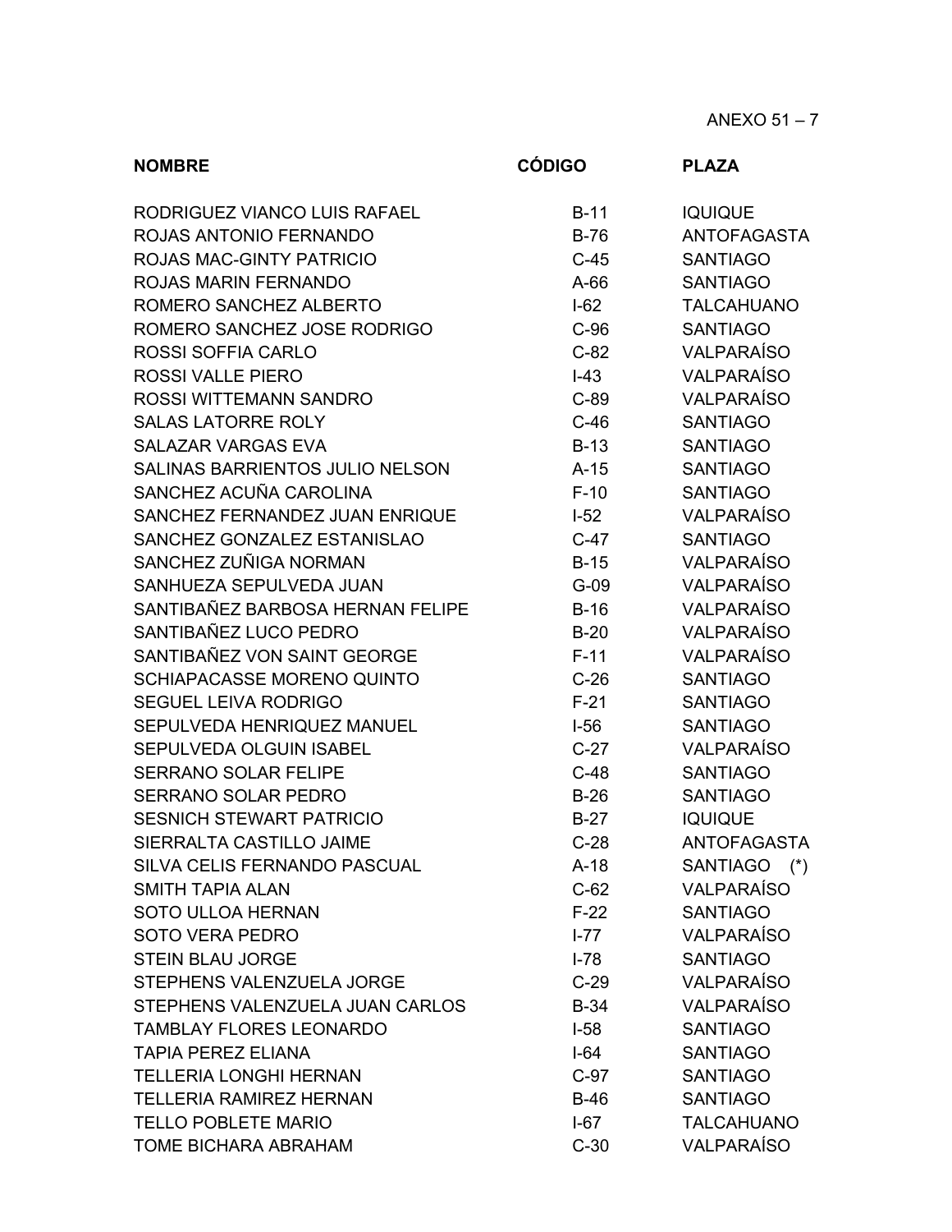ANEXO 51 – 7

| NOMBRE | CÓDIGO | PLAZA |
|---|---|---|
| RODRIGUEZ VIANCO LUIS RAFAEL | B-11 | IQUIQUE |
| ROJAS ANTONIO FERNANDO | B-76 | ANTOFAGASTA |
| ROJAS MAC-GINTY PATRICIO | C-45 | SANTIAGO |
| ROJAS MARIN FERNANDO | A-66 | SANTIAGO |
| ROMERO SANCHEZ ALBERTO | I-62 | TALCAHUANO |
| ROMERO SANCHEZ JOSE RODRIGO | C-96 | SANTIAGO |
| ROSSI SOFFIA CARLO | C-82 | VALPARAÍSO |
| ROSSI VALLE PIERO | I-43 | VALPARAÍSO |
| ROSSI WITTEMANN SANDRO | C-89 | VALPARAÍSO |
| SALAS LATORRE ROLY | C-46 | SANTIAGO |
| SALAZAR VARGAS EVA | B-13 | SANTIAGO |
| SALINAS BARRIENTOS JULIO NELSON | A-15 | SANTIAGO |
| SANCHEZ ACUÑA CAROLINA | F-10 | SANTIAGO |
| SANCHEZ FERNANDEZ JUAN ENRIQUE | I-52 | VALPARAÍSO |
| SANCHEZ GONZALEZ ESTANISLAO | C-47 | SANTIAGO |
| SANCHEZ ZUÑIGA NORMAN | B-15 | VALPARAÍSO |
| SANHUEZA SEPULVEDA JUAN | G-09 | VALPARAÍSO |
| SANTIBAÑEZ BARBOSA HERNAN FELIPE | B-16 | VALPARAÍSO |
| SANTIBAÑEZ LUCO PEDRO | B-20 | VALPARAÍSO |
| SANTIBAÑEZ VON SAINT GEORGE | F-11 | VALPARAÍSO |
| SCHIAPACASSE MORENO QUINTO | C-26 | SANTIAGO |
| SEGUEL LEIVA RODRIGO | F-21 | SANTIAGO |
| SEPULVEDA HENRIQUEZ MANUEL | I-56 | SANTIAGO |
| SEPULVEDA OLGUIN ISABEL | C-27 | VALPARAÍSO |
| SERRANO SOLAR FELIPE | C-48 | SANTIAGO |
| SERRANO SOLAR PEDRO | B-26 | SANTIAGO |
| SESNICH STEWART PATRICIO | B-27 | IQUIQUE |
| SIERRALTA CASTILLO JAIME | C-28 | ANTOFAGASTA |
| SILVA CELIS FERNANDO PASCUAL | A-18 | SANTIAGO (*) |
| SMITH TAPIA ALAN | C-62 | VALPARAÍSO |
| SOTO ULLOA HERNAN | F-22 | SANTIAGO |
| SOTO VERA PEDRO | I-77 | VALPARAÍSO |
| STEIN BLAU JORGE | I-78 | SANTIAGO |
| STEPHENS VALENZUELA JORGE | C-29 | VALPARAÍSO |
| STEPHENS VALENZUELA JUAN CARLOS | B-34 | VALPARAÍSO |
| TAMBLAY FLORES LEONARDO | I-58 | SANTIAGO |
| TAPIA PEREZ ELIANA | I-64 | SANTIAGO |
| TELLERIA LONGHI HERNAN | C-97 | SANTIAGO |
| TELLERIA RAMIREZ HERNAN | B-46 | SANTIAGO |
| TELLO POBLETE MARIO | I-67 | TALCAHUANO |
| TOME BICHARA ABRAHAM | C-30 | VALPARAÍSO |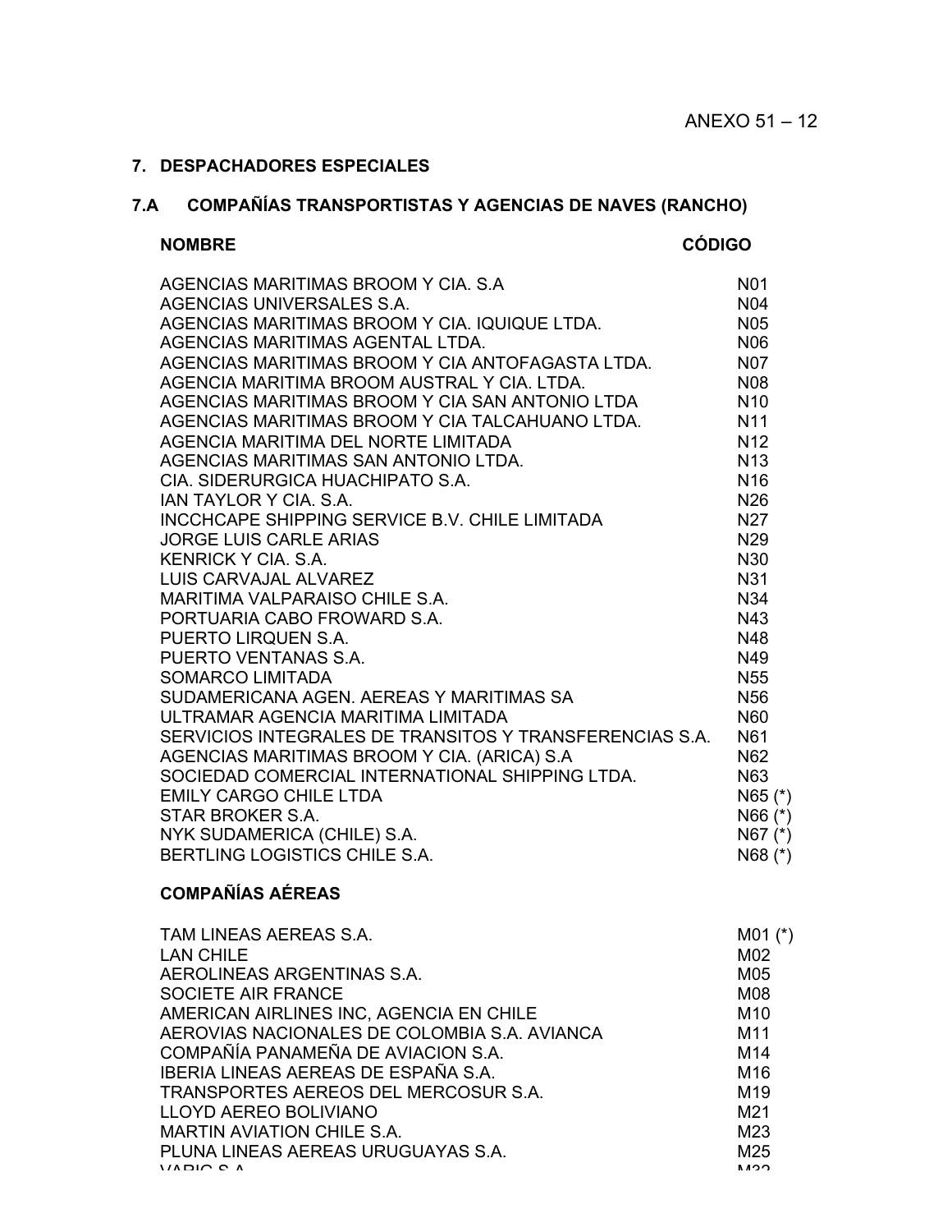ANEXO 51 – 12

## 7. DESPACHADORES ESPECIALES

### 7.A COMPAÑÍAS TRANSPORTISTAS Y AGENCIAS DE NAVES (RANCHO)

| NOMBRE | CÓDIGO |
|---|---|
| AGENCIAS MARITIMAS BROOM Y CIA. S.A | N01 |
| AGENCIAS UNIVERSALES S.A. | N04 |
| AGENCIAS MARITIMAS BROOM Y CIA. IQUIQUE LTDA. | N05 |
| AGENCIAS MARITIMAS AGENTAL LTDA. | N06 |
| AGENCIAS MARITIMAS BROOM Y CIA ANTOFAGASTA LTDA. | N07 |
| AGENCIA MARITIMA BROOM AUSTRAL Y CIA. LTDA. | N08 |
| AGENCIAS MARITIMAS BROOM Y CIA SAN ANTONIO LTDA | N10 |
| AGENCIAS MARITIMAS BROOM Y CIA TALCAHUANO LTDA. | N11 |
| AGENCIA MARITIMA DEL NORTE LIMITADA | N12 |
| AGENCIAS MARITIMAS SAN ANTONIO LTDA. | N13 |
| CIA. SIDERURGICA HUACHIPATO S.A. | N16 |
| IAN TAYLOR Y CIA. S.A. | N26 |
| INCCHCAPE SHIPPING SERVICE B.V. CHILE LIMITADA | N27 |
| JORGE LUIS CARLE ARIAS | N29 |
| KENRICK Y CIA. S.A. | N30 |
| LUIS CARVAJAL ALVAREZ | N31 |
| MARITIMA VALPARAISO CHILE S.A. | N34 |
| PORTUARIA CABO FROWARD S.A. | N43 |
| PUERTO LIRQUEN S.A. | N48 |
| PUERTO VENTANAS S.A. | N49 |
| SOMARCO LIMITADA | N55 |
| SUDAMERICANA AGEN. AEREAS Y MARITIMAS SA | N56 |
| ULTRAMAR AGENCIA MARITIMA LIMITADA | N60 |
| SERVICIOS INTEGRALES DE TRANSITOS Y TRANSFERENCIAS S.A. | N61 |
| AGENCIAS MARITIMAS BROOM Y CIA. (ARICA) S.A | N62 |
| SOCIEDAD COMERCIAL INTERNATIONAL SHIPPING LTDA. | N63 |
| EMILY CARGO CHILE LTDA | N65 (*) |
| STAR BROKER S.A. | N66 (*) |
| NYK SUDAMERICA (CHILE) S.A. | N67 (*) |
| BERTLING LOGISTICS CHILE S.A. | N68 (*) |

**COMPAÑÍAS AÉREAS**

| NOMBRE | CÓDIGO |
|---|---|
| TAM LINEAS AEREAS S.A. | M01 (*) |
| LAN CHILE | M02 |
| AEROLINEAS ARGENTINAS S.A. | M05 |
| SOCIETE AIR FRANCE | M08 |
| AMERICAN AIRLINES INC, AGENCIA EN CHILE | M10 |
| AEROVIAS NACIONALES DE COLOMBIA S.A. AVIANCA | M11 |
| COMPAÑÍA PANAMEÑA DE AVIACION S.A. | M14 |
| IBERIA LINEAS AEREAS DE ESPAÑA S.A. | M16 |
| TRANSPORTES AEREOS DEL MERCOSUR S.A. | M19 |
| LLOYD AEREO BOLIVIANO | M21 |
| MARTIN AVIATION CHILE S.A. | M23 |
| PLUNA LINEAS AEREAS URUGUAYAS S.A. | M25 |
| VARIG S.A. | M32 |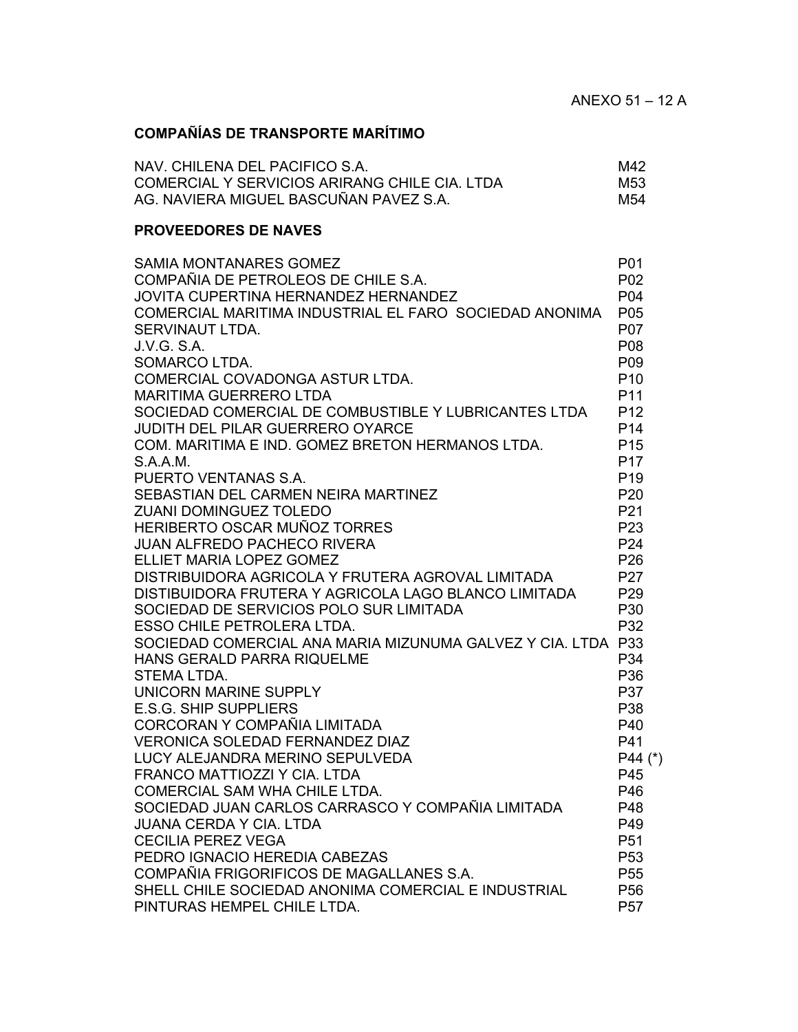ANEXO 51 – 12 A

## COMPAÑÍAS DE TRANSPORTE MARÍTIMO

| | |
|---|---|
| NAV. CHILENA DEL PACIFICO S.A. | M42 |
| COMERCIAL Y SERVICIOS ARIRANG CHILE CIA. LTDA | M53 |
| AG. NAVIERA MIGUEL BASCUÑAN PAVEZ S.A. | M54 |

## PROVEEDORES DE NAVES

| | |
|---|---|
| SAMIA MONTANARES GOMEZ | P01 |
| COMPAÑIA DE PETROLEOS DE CHILE S.A. | P02 |
| JOVITA CUPERTINA HERNANDEZ HERNANDEZ | P04 |
| COMERCIAL MARITIMA INDUSTRIAL EL FARO SOCIEDAD ANONIMA | P05 |
| SERVINAUT LTDA. | P07 |
| J.V.G. S.A. | P08 |
| SOMARCO LTDA. | P09 |
| COMERCIAL COVADONGA ASTUR LTDA. | P10 |
| MARITIMA GUERRERO LTDA | P11 |
| SOCIEDAD COMERCIAL DE COMBUSTIBLE Y LUBRICANTES LTDA | P12 |
| JUDITH DEL PILAR GUERRERO OYARCE | P14 |
| COM. MARITIMA E IND. GOMEZ BRETON HERMANOS LTDA. | P15 |
| S.A.A.M. | P17 |
| PUERTO VENTANAS S.A. | P19 |
| SEBASTIAN DEL CARMEN NEIRA MARTINEZ | P20 |
| ZUANI DOMINGUEZ TOLEDO | P21 |
| HERIBERTO OSCAR MUÑOZ TORRES | P23 |
| JUAN ALFREDO PACHECO RIVERA | P24 |
| ELLIET MARIA LOPEZ GOMEZ | P26 |
| DISTRIBUIDORA AGRICOLA Y FRUTERA AGROVAL LIMITADA | P27 |
| DISTIBUIDORA FRUTERA Y AGRICOLA LAGO BLANCO LIMITADA | P29 |
| SOCIEDAD DE SERVICIOS POLO SUR LIMITADA | P30 |
| ESSO CHILE PETROLERA LTDA. | P32 |
| SOCIEDAD COMERCIAL ANA MARIA MIZUNUMA GALVEZ Y CIA. LTDA | P33 |
| HANS GERALD PARRA RIQUELME | P34 |
| STEMA LTDA. | P36 |
| UNICORN MARINE SUPPLY | P37 |
| E.S.G. SHIP SUPPLIERS | P38 |
| CORCORAN Y COMPAÑIA LIMITADA | P40 |
| VERONICA SOLEDAD FERNANDEZ DIAZ | P41 |
| LUCY ALEJANDRA MERINO SEPULVEDA | P44 (*) |
| FRANCO MATTIOZZI Y CIA. LTDA | P45 |
| COMERCIAL SAM WHA CHILE LTDA. | P46 |
| SOCIEDAD JUAN CARLOS CARRASCO Y COMPAÑIA LIMITADA | P48 |
| JUANA CERDA Y CIA. LTDA | P49 |
| CECILIA PEREZ VEGA | P51 |
| PEDRO IGNACIO HEREDIA CABEZAS | P53 |
| COMPAÑIA FRIGORIFICOS DE MAGALLANES S.A. | P55 |
| SHELL CHILE SOCIEDAD ANONIMA COMERCIAL E INDUSTRIAL | P56 |
| PINTURAS HEMPEL CHILE LTDA. | P57 |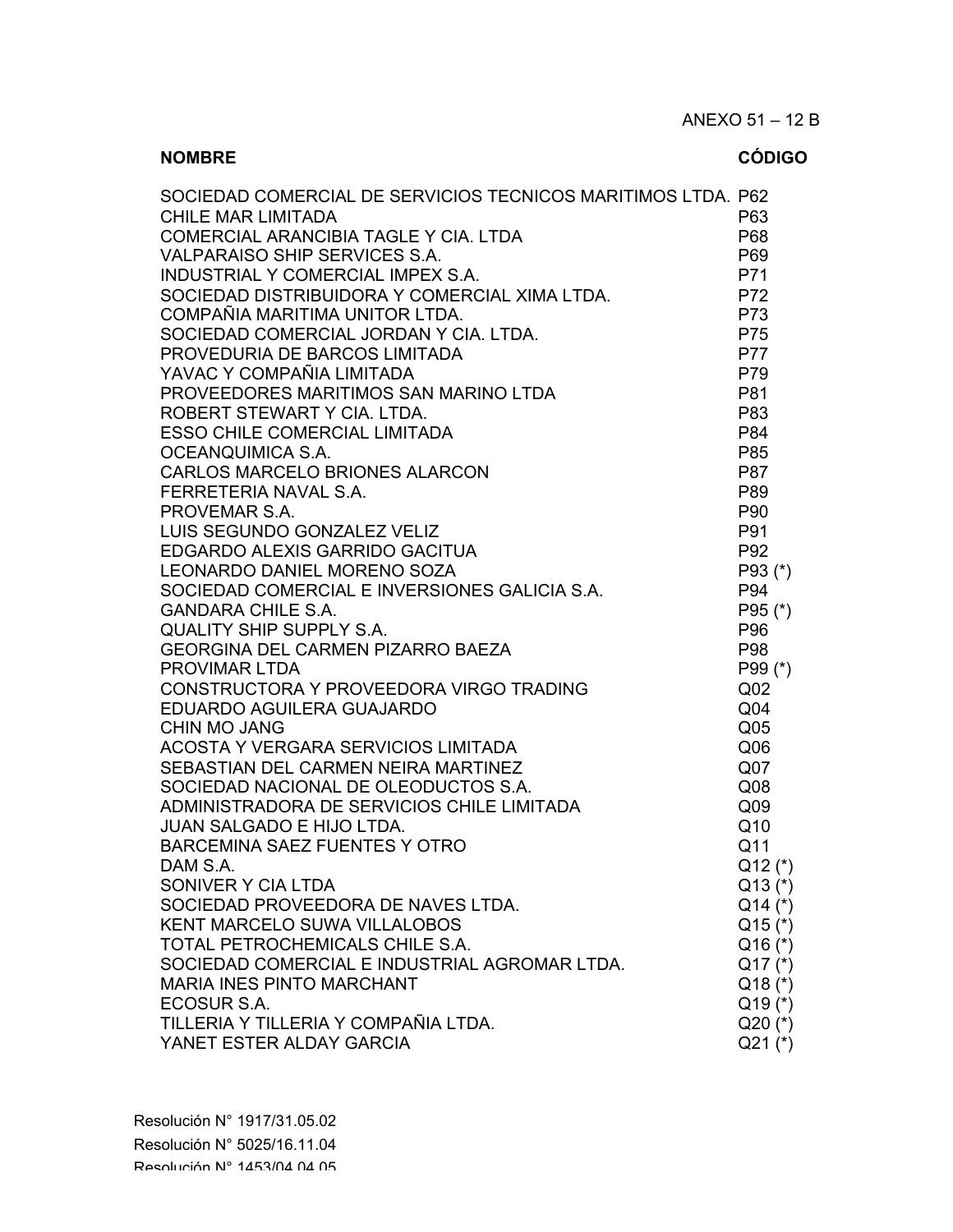ANEXO 51 – 12 B

| NOMBRE | CÓDIGO |
| --- | --- |
| SOCIEDAD COMERCIAL DE SERVICIOS TECNICOS MARITIMOS LTDA. | P62 |
| CHILE MAR LIMITADA | P63 |
| COMERCIAL ARANCIBIA TAGLE Y CIA. LTDA | P68 |
| VALPARAISO SHIP SERVICES S.A. | P69 |
| INDUSTRIAL Y COMERCIAL IMPEX S.A. | P71 |
| SOCIEDAD DISTRIBUIDORA Y COMERCIAL XIMA LTDA. | P72 |
| COMPAÑIA MARITIMA UNITOR LTDA. | P73 |
| SOCIEDAD COMERCIAL JORDAN Y CIA. LTDA. | P75 |
| PROVEDURIA DE BARCOS LIMITADA | P77 |
| YAVAC Y COMPAÑIA LIMITADA | P79 |
| PROVEEDORES MARITIMOS SAN MARINO LTDA | P81 |
| ROBERT STEWART Y CIA. LTDA. | P83 |
| ESSO CHILE COMERCIAL LIMITADA | P84 |
| OCEANQUIMICA S.A. | P85 |
| CARLOS MARCELO BRIONES ALARCON | P87 |
| FERRETERIA NAVAL S.A. | P89 |
| PROVEMAR S.A. | P90 |
| LUIS SEGUNDO GONZALEZ VELIZ | P91 |
| EDGARDO ALEXIS GARRIDO GACITUA | P92 |
| LEONARDO DANIEL MORENO SOZA | P93 (*) |
| SOCIEDAD COMERCIAL E INVERSIONES GALICIA S.A. | P94 |
| GANDARA CHILE S.A. | P95 (*) |
| QUALITY SHIP SUPPLY S.A. | P96 |
| GEORGINA DEL CARMEN PIZARRO BAEZA | P98 |
| PROVIMAR LTDA | P99 (*) |
| CONSTRUCTORA Y PROVEEDORA VIRGO TRADING | Q02 |
| EDUARDO AGUILERA GUAJARDO | Q04 |
| CHIN MO JANG | Q05 |
| ACOSTA Y VERGARA SERVICIOS LIMITADA | Q06 |
| SEBASTIAN DEL CARMEN NEIRA MARTINEZ | Q07 |
| SOCIEDAD NACIONAL DE OLEODUCTOS S.A. | Q08 |
| ADMINISTRADORA DE SERVICIOS CHILE LIMITADA | Q09 |
| JUAN SALGADO E HIJO LTDA. | Q10 |
| BARCEMINA SAEZ FUENTES Y OTRO | Q11 |
| DAM S.A. | Q12 (*) |
| SONIVER Y CIA LTDA | Q13 (*) |
| SOCIEDAD PROVEEDORA DE NAVES LTDA. | Q14 (*) |
| KENT MARCELO SUWA VILLALOBOS | Q15 (*) |
| TOTAL PETROCHEMICALS CHILE S.A. | Q16 (*) |
| SOCIEDAD COMERCIAL E INDUSTRIAL AGROMAR LTDA. | Q17 (*) |
| MARIA INES PINTO MARCHANT | Q18 (*) |
| ECOSUR S.A. | Q19 (*) |
| TILLERIA Y TILLERIA Y COMPAÑIA LTDA. | Q20 (*) |
| YANET ESTER ALDAY GARCIA | Q21 (*) |

Resolución N° 1917/31.05.02

Resolución N° 5025/16.11.04

Resolución N° 1453/04.04.05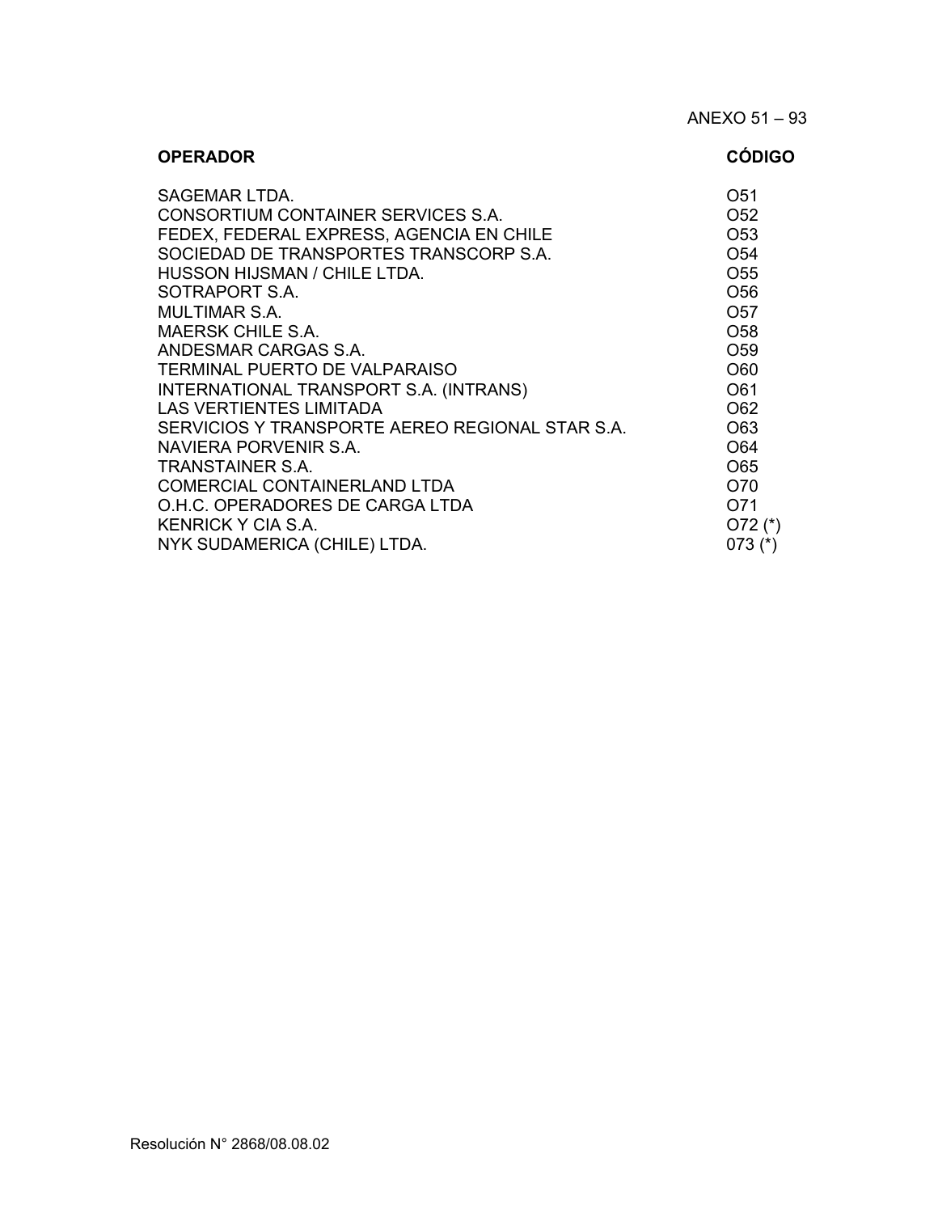ANEXO 51 – 93

| OPERADOR | CÓDIGO |
| --- | --- |
| SAGEMAR LTDA. | O51 |
| CONSORTIUM CONTAINER SERVICES S.A. | O52 |
| FEDEX, FEDERAL EXPRESS, AGENCIA EN CHILE | O53 |
| SOCIEDAD DE TRANSPORTES TRANSCORP S.A. | O54 |
| HUSSON HIJSMAN / CHILE LTDA. | O55 |
| SOTRAPORT S.A. | O56 |
| MULTIMAR S.A. | O57 |
| MAERSK CHILE S.A. | O58 |
| ANDESMAR CARGAS S.A. | O59 |
| TERMINAL PUERTO DE VALPARAISO | O60 |
| INTERNATIONAL TRANSPORT S.A. (INTRANS) | O61 |
| LAS VERTIENTES LIMITADA | O62 |
| SERVICIOS Y TRANSPORTE AEREO REGIONAL STAR S.A. | O63 |
| NAVIERA PORVENIR S.A. | O64 |
| TRANSTAINER S.A. | O65 |
| COMERCIAL CONTAINERLAND LTDA | O70 |
| O.H.C. OPERADORES DE CARGA LTDA | O71 |
| KENRICK Y CIA S.A. | O72 (*) |
| NYK SUDAMERICA (CHILE) LTDA. | 073 (*) |

Resolución N° 2868/08.08.02